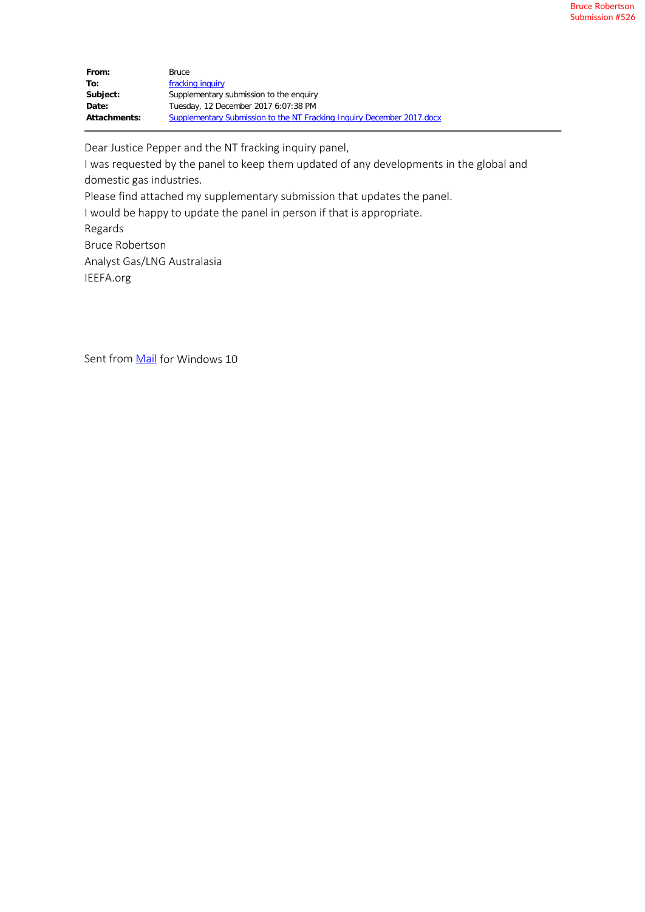Bruce Robertson
Submission #526

| | |
|---|---|
| **From:** | Bruce |
| **To:** | fracking inquiry |
| **Subject:** | Supplementary submission to the enquiry |
| **Date:** | Tuesday, 12 December 2017 6:07:38 PM |
| **Attachments:** | Supplementary Submission to the NT Fracking Inquiry December 2017.docx |

Dear Justice Pepper and the NT fracking inquiry panel,

I was requested by the panel to keep them updated of any developments in the global and domestic gas industries.

Please find attached my supplementary submission that updates the panel.

I would be happy to update the panel in person if that is appropriate.

Regards

Bruce Robertson

Analyst Gas/LNG Australasia

IEEFA.org

Sent from Mail for Windows 10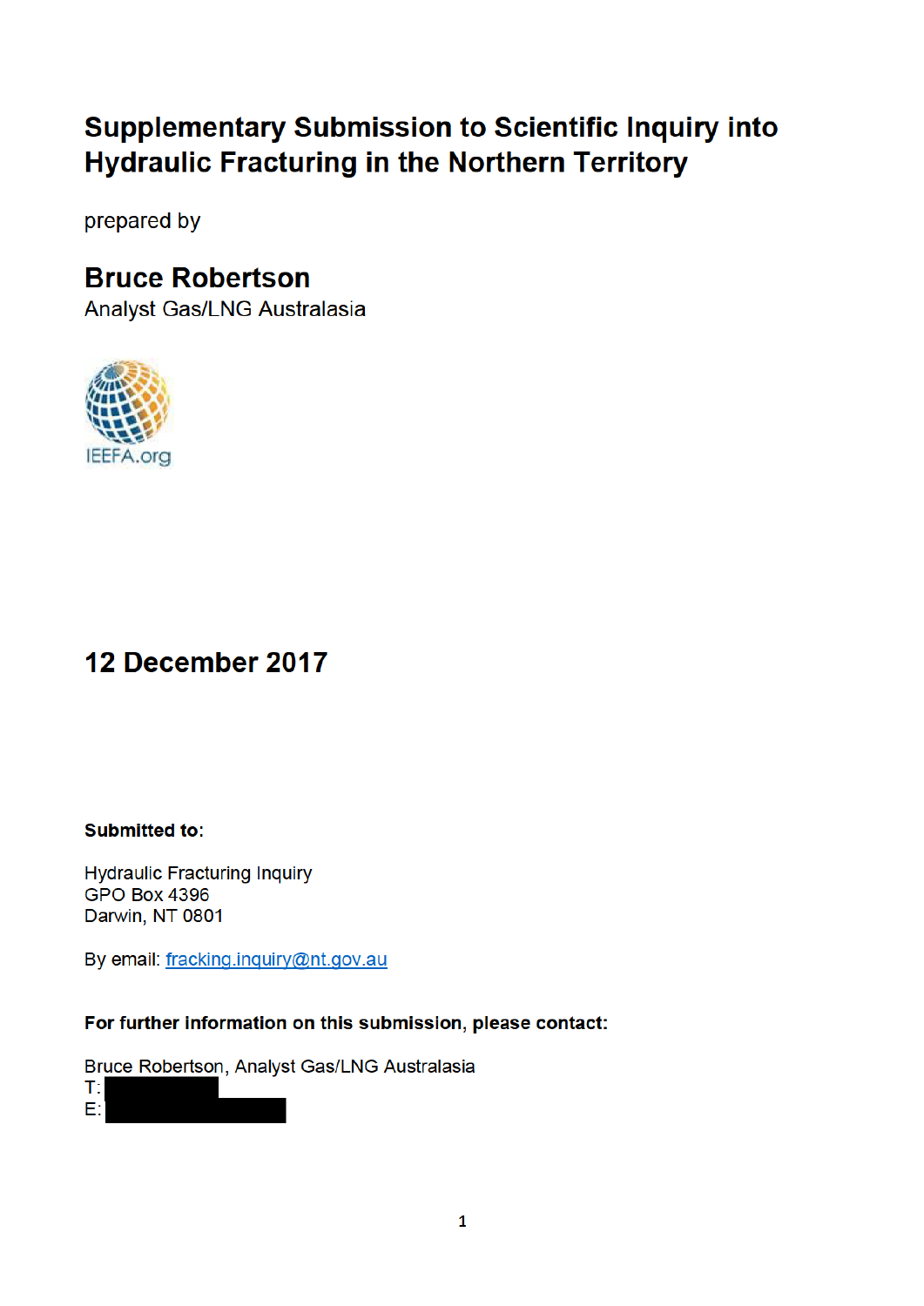# Supplementary Submission to Scientific Inquiry into Hydraulic Fracturing in the Northern Territory

prepared by

## Bruce Robertson

Analyst Gas/LNG Australasia

IEEFA.org

## 12 December 2017

**Submitted to:**

Hydraulic Fracturing Inquiry
GPO Box 4396
Darwin, NT 0801

By email: fracking.inquiry@nt.gov.au

**For further information on this submission, please contact:**

Bruce Robertson, Analyst Gas/LNG Australasia
T:
E: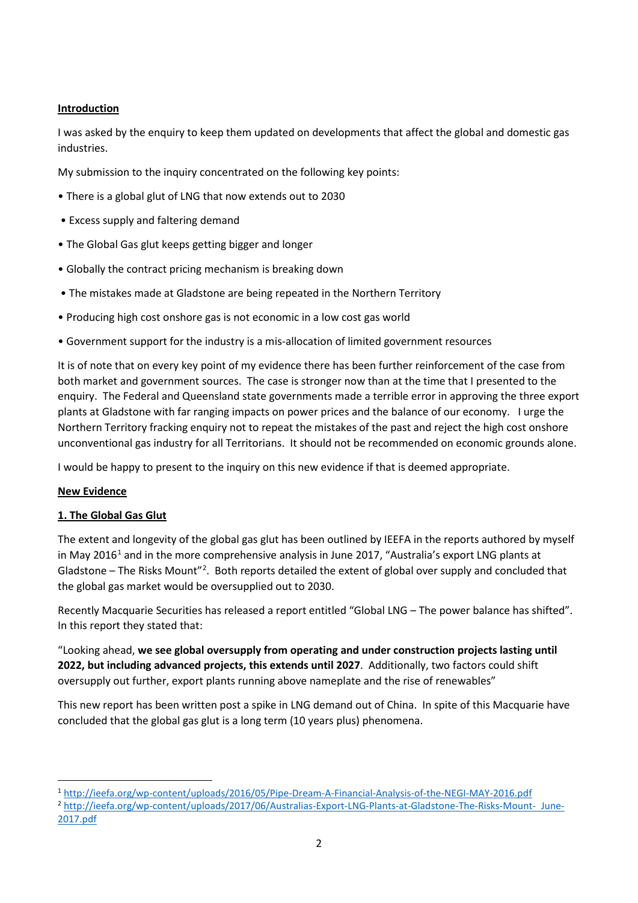## Introduction

I was asked by the enquiry to keep them updated on developments that affect the global and domestic gas industries.

My submission to the inquiry concentrated on the following key points:

- There is a global glut of LNG that now extends out to 2030
- Excess supply and faltering demand
- The Global Gas glut keeps getting bigger and longer
- Globally the contract pricing mechanism is breaking down
- The mistakes made at Gladstone are being repeated in the Northern Territory
- Producing high cost onshore gas is not economic in a low cost gas world
- Government support for the industry is a mis-allocation of limited government resources

It is of note that on every key point of my evidence there has been further reinforcement of the case from both market and government sources. The case is stronger now than at the time that I presented to the enquiry. The Federal and Queensland state governments made a terrible error in approving the three export plants at Gladstone with far ranging impacts on power prices and the balance of our economy. I urge the Northern Territory fracking enquiry not to repeat the mistakes of the past and reject the high cost onshore unconventional gas industry for all Territorians. It should not be recommended on economic grounds alone.

I would be happy to present to the inquiry on this new evidence if that is deemed appropriate.

## New Evidence

### 1. The Global Gas Glut

The extent and longevity of the global gas glut has been outlined by IEEFA in the reports authored by myself in May 2016[1] and in the more comprehensive analysis in June 2017, "Australia's export LNG plants at Gladstone – The Risks Mount"[2]. Both reports detailed the extent of global over supply and concluded that the global gas market would be oversupplied out to 2030.

Recently Macquarie Securities has released a report entitled "Global LNG – The power balance has shifted". In this report they stated that:

"Looking ahead, **we see global oversupply from operating and under construction projects lasting until 2022, but including advanced projects, this extends until 2027**. Additionally, two factors could shift oversupply out further, export plants running above nameplate and the rise of renewables"

This new report has been written post a spike in LNG demand out of China. In spite of this Macquarie have concluded that the global gas glut is a long term (10 years plus) phenomena.

---

[1] http://ieefa.org/wp-content/uploads/2016/05/Pipe-Dream-A-Financial-Analysis-of-the-NEGI-MAY-2016.pdf

[2] http://ieefa.org/wp-content/uploads/2017/06/Australias-Export-LNG-Plants-at-Gladstone-The-Risks-Mount-_June-2017.pdf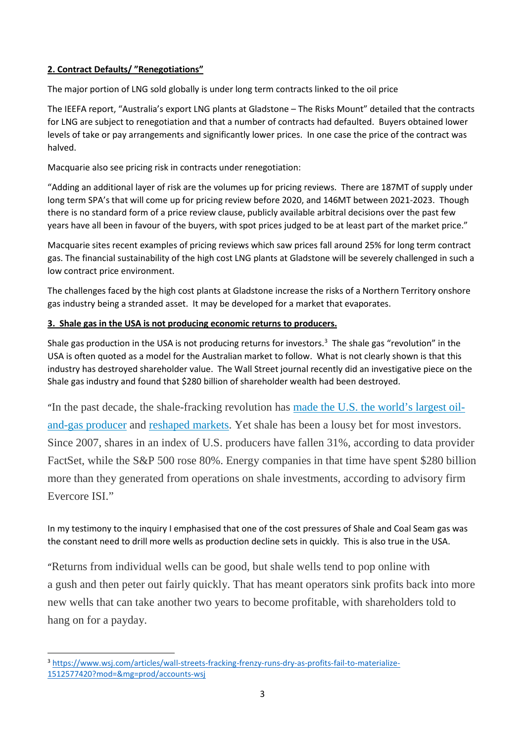**2. Contract Defaults/ "Renegotiations"**

The major portion of LNG sold globally is under long term contracts linked to the oil price

The IEEFA report, "Australia's export LNG plants at Gladstone – The Risks Mount" detailed that the contracts for LNG are subject to renegotiation and that a number of contracts had defaulted. Buyers obtained lower levels of take or pay arrangements and significantly lower prices. In one case the price of the contract was halved.

Macquarie also see pricing risk in contracts under renegotiation:

"Adding an additional layer of risk are the volumes up for pricing reviews. There are 187MT of supply under long term SPA's that will come up for pricing review before 2020, and 146MT between 2021-2023. Though there is no standard form of a price review clause, publicly available arbitral decisions over the past few years have all been in favour of the buyers, with spot prices judged to be at least part of the market price."

Macquarie sites recent examples of pricing reviews which saw prices fall around 25% for long term contract gas. The financial sustainability of the high cost LNG plants at Gladstone will be severely challenged in such a low contract price environment.

The challenges faced by the high cost plants at Gladstone increase the risks of a Northern Territory onshore gas industry being a stranded asset. It may be developed for a market that evaporates.

**3. Shale gas in the USA is not producing economic returns to producers.**

Shale gas production in the USA is not producing returns for investors.[3] The shale gas "revolution" in the USA is often quoted as a model for the Australian market to follow. What is not clearly shown is that this industry has destroyed shareholder value. The Wall Street journal recently did an investigative piece on the Shale gas industry and found that $280 billion of shareholder wealth had been destroyed.

"In the past decade, the shale-fracking revolution has made the U.S. the world's largest oil-and-gas producer and reshaped markets. Yet shale has been a lousy bet for most investors. Since 2007, shares in an index of U.S. producers have fallen 31%, according to data provider FactSet, while the S&P 500 rose 80%. Energy companies in that time have spent $280 billion more than they generated from operations on shale investments, according to advisory firm Evercore ISI."

In my testimony to the inquiry I emphasised that one of the cost pressures of Shale and Coal Seam gas was the constant need to drill more wells as production decline sets in quickly. This is also true in the USA.

"Returns from individual wells can be good, but shale wells tend to pop online with a gush and then peter out fairly quickly. That has meant operators sink profits back into more new wells that can take another two years to become profitable, with shareholders told to hang on for a payday.

[3] https://www.wsj.com/articles/wall-streets-fracking-frenzy-runs-dry-as-profits-fail-to-materialize-1512577420?mod=&mg=prod/accounts-wsj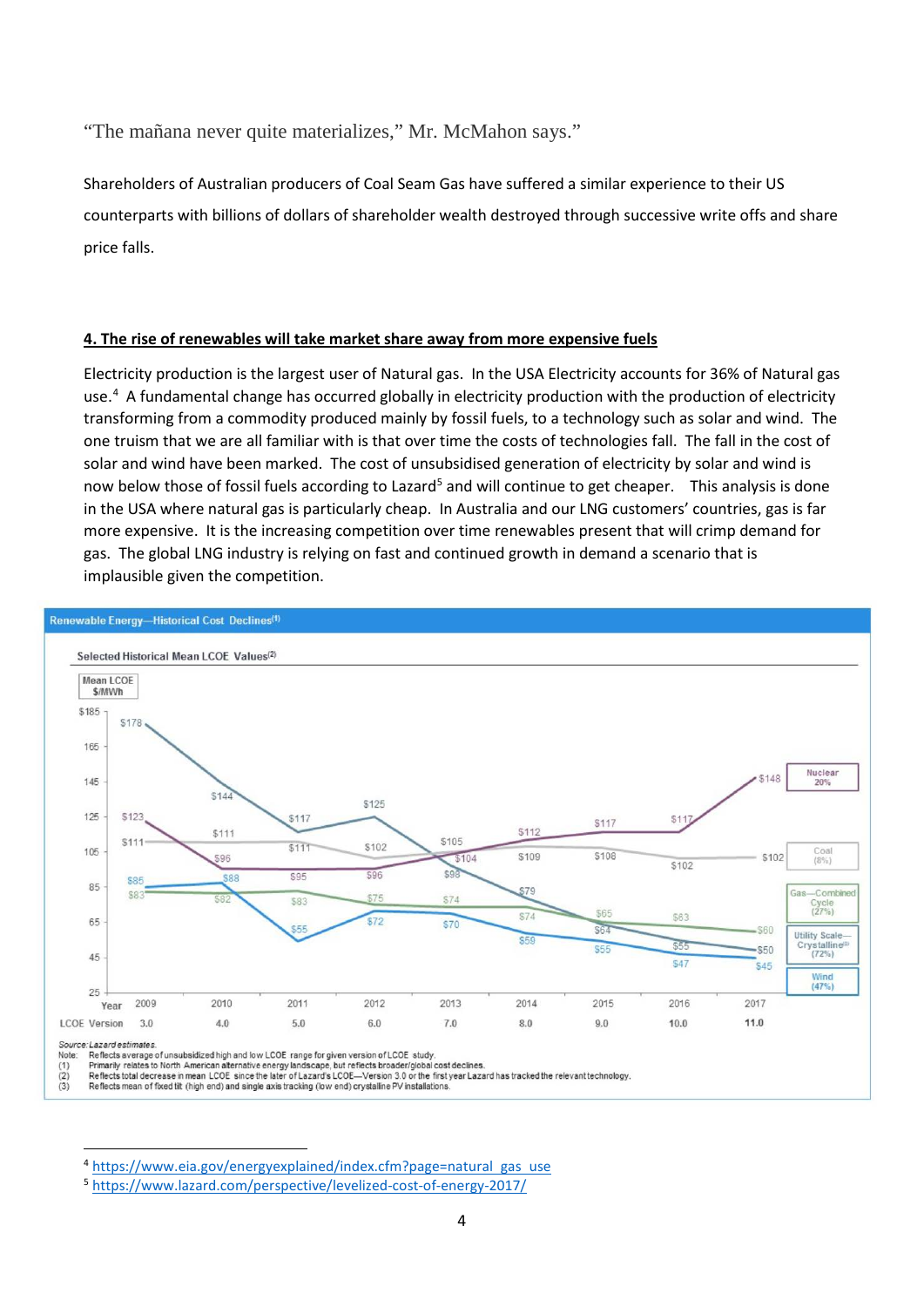"The mañana never quite materializes," Mr. McMahon says."

Shareholders of Australian producers of Coal Seam Gas have suffered a similar experience to their US counterparts with billions of dollars of shareholder wealth destroyed through successive write offs and share price falls.

## 4. The rise of renewables will take market share away from more expensive fuels

Electricity production is the largest user of Natural gas. In the USA Electricity accounts for 36% of Natural gas use.[4] A fundamental change has occurred globally in electricity production with the production of electricity transforming from a commodity produced mainly by fossil fuels, to a technology such as solar and wind. The one truism that we are all familiar with is that over time the costs of technologies fall. The fall in the cost of solar and wind have been marked. The cost of unsubsidised generation of electricity by solar and wind is now below those of fossil fuels according to Lazard[5] and will continue to get cheaper. This analysis is done in the USA where natural gas is particularly cheap. In Australia and our LNG customers' countries, gas is far more expensive. It is the increasing competition over time renewables present that will crimp demand for gas. The global LNG industry is relying on fast and continued growth in demand a scenario that is implausible given the competition.

**Renewable Energy—Historical Cost Declines(1)**

Selected Historical Mean LCOE Values(2)

Mean LCOE $/MWh

| Year | 2009 | 2010 | 2011 | 2012 | 2013 | 2014 | 2015 | 2016 | 2017 |
|---|---|---|---|---|---|---|---|---|---|
| LCOE Version | 3.0 | 4.0 | 5.0 | 6.0 | 7.0 | 8.0 | 9.0 | 10.0 | 11.0 |
| Nuclear (20%) | $123 | $96 | $95 | $96 | $104 | $112 | $117 | $117 | $148 |
| Coal (8%) | $111 | $111 | $111 | $102 | $105 | $109 | $108 | $102 | $102 |
| Gas—Combined Cycle (27%) | $83 | $82 | $83 | $75 | $74 | $74 | $65 | $63 | $60 |
| Utility Scale—Crystalline(3) (72%) | $178 | $144 | $117 | $125 | $98 | $79 | $64 | $55 | $50 |
| Wind (47%) | $85 | $88 | $55 | $72 | $70 | $59 | $55 | $47 | $45 |

Source: Lazard estimates.
Note: Reflects average of unsubsidized high and low LCOE range for given version of LCOE study.
(1) Primarily relates to North American alternative energy landscape, but reflects broader/global cost declines.
(2) Reflects total decrease in mean LCOE since the later of Lazard's LCOE—Version 3.0 or the first year Lazard has tracked the relevant technology.
(3) Reflects mean of fixed tilt (high end) and single axis tracking (low end) crystalline PV installations.

---

[4] https://www.eia.gov/energyexplained/index.cfm?page=natural_gas_use

[5] https://www.lazard.com/perspective/levelized-cost-of-energy-2017/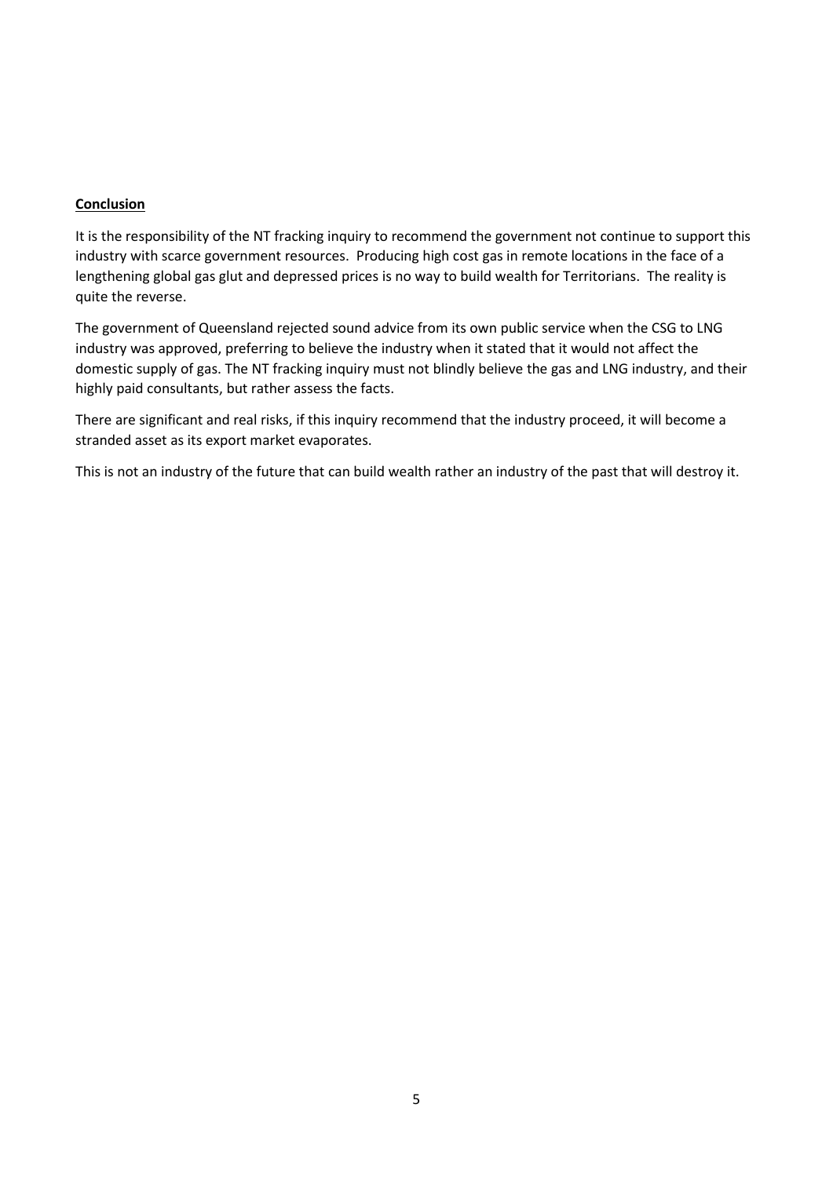**Conclusion**

It is the responsibility of the NT fracking inquiry to recommend the government not continue to support this industry with scarce government resources. Producing high cost gas in remote locations in the face of a lengthening global gas glut and depressed prices is no way to build wealth for Territorians. The reality is quite the reverse.

The government of Queensland rejected sound advice from its own public service when the CSG to LNG industry was approved, preferring to believe the industry when it stated that it would not affect the domestic supply of gas. The NT fracking inquiry must not blindly believe the gas and LNG industry, and their highly paid consultants, but rather assess the facts.

There are significant and real risks, if this inquiry recommend that the industry proceed, it will become a stranded asset as its export market evaporates.

This is not an industry of the future that can build wealth rather an industry of the past that will destroy it.